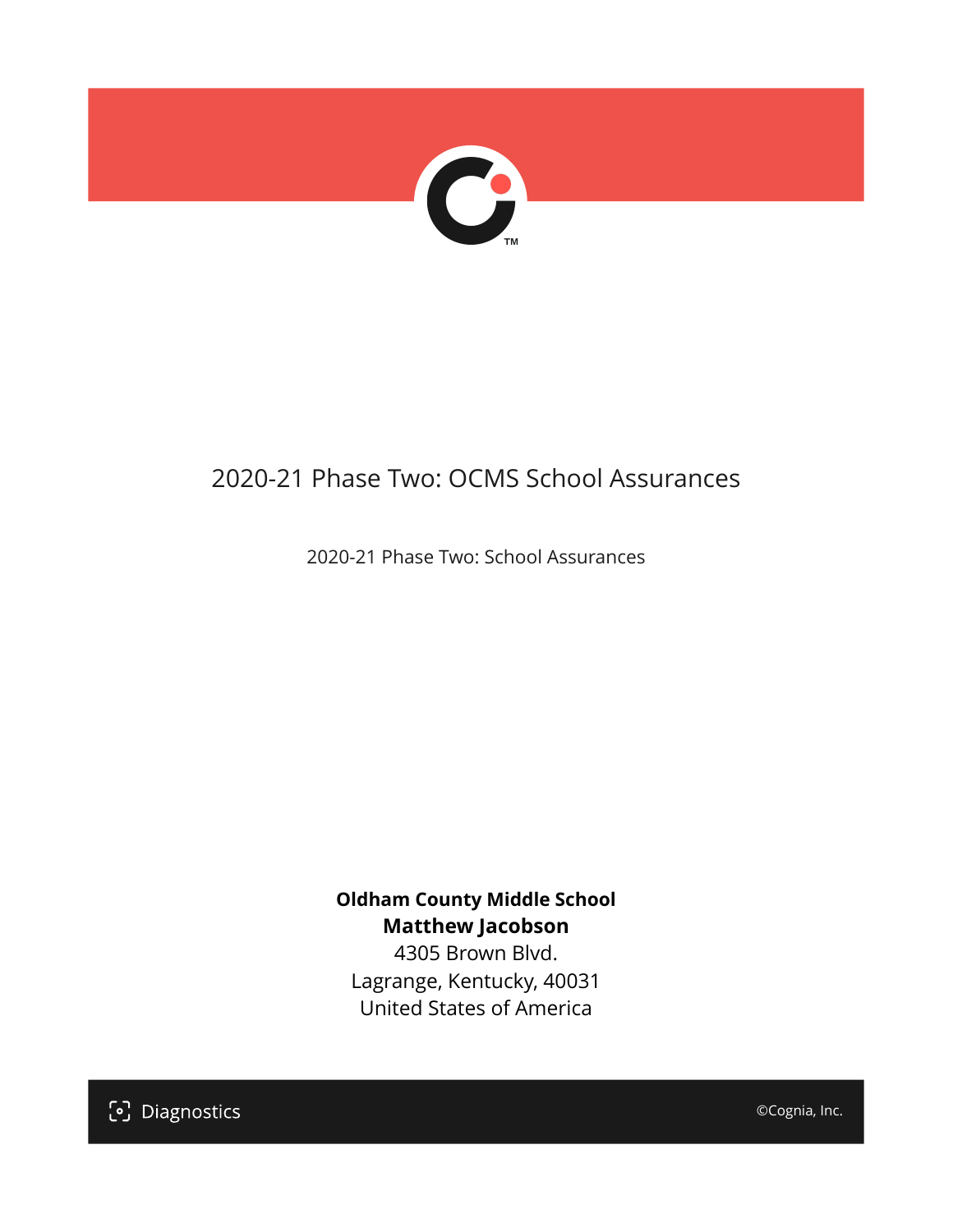# 2020-21 Phase Two: OCMS School Assurances

2020-21 Phase Two: School Assurances

**Oldham County Middle School**
**Matthew Jacobson**
4305 Brown Blvd.
Lagrange, Kentucky, 40031
United States of America

Diagnostics

©Cognia, Inc.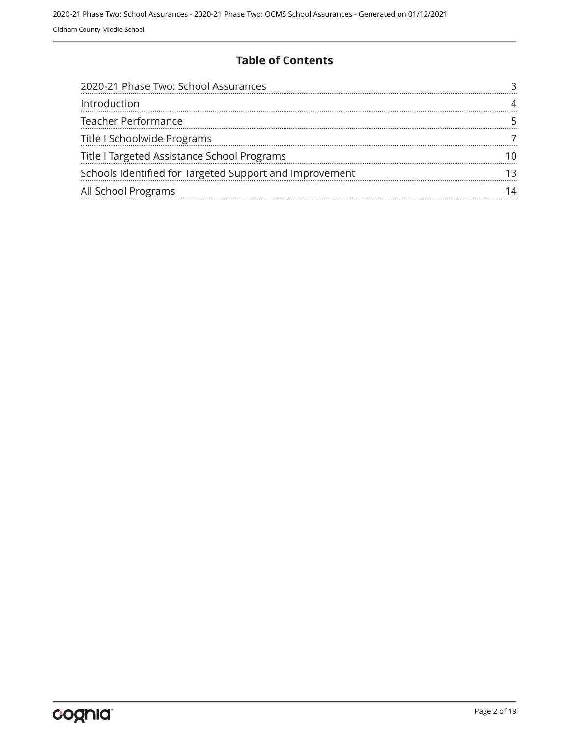## Table of Contents

| | |
|---|---|
| 2020-21 Phase Two: School Assurances | 3 |
| Introduction | 4 |
| Teacher Performance | 5 |
| Title I Schoolwide Programs | 7 |
| Title I Targeted Assistance School Programs | 10 |
| Schools Identified for Targeted Support and Improvement | 13 |
| All School Programs | 14 |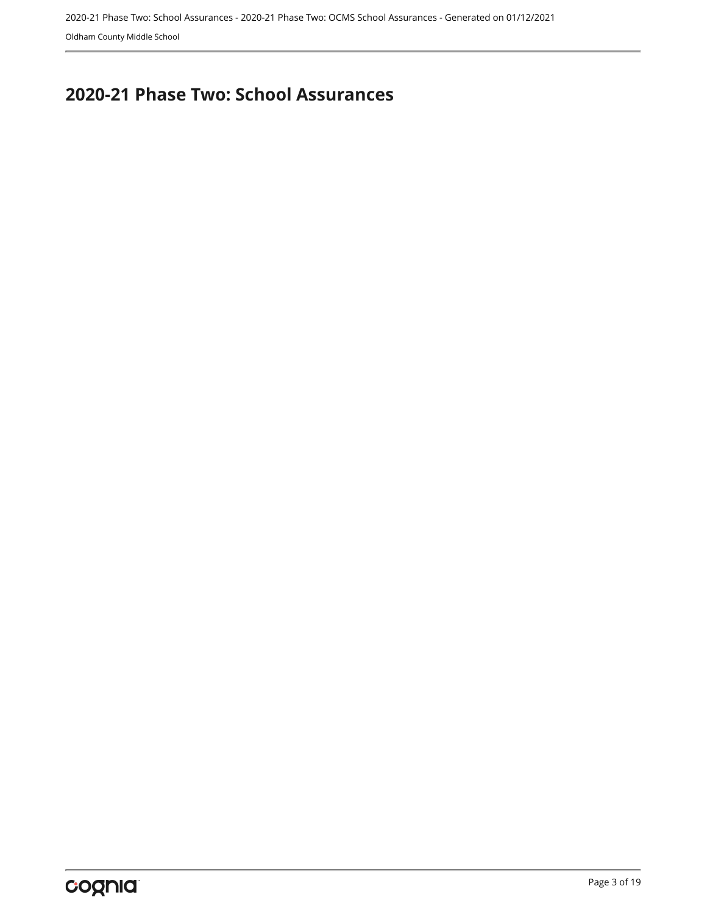# 2020-21 Phase Two: School Assurances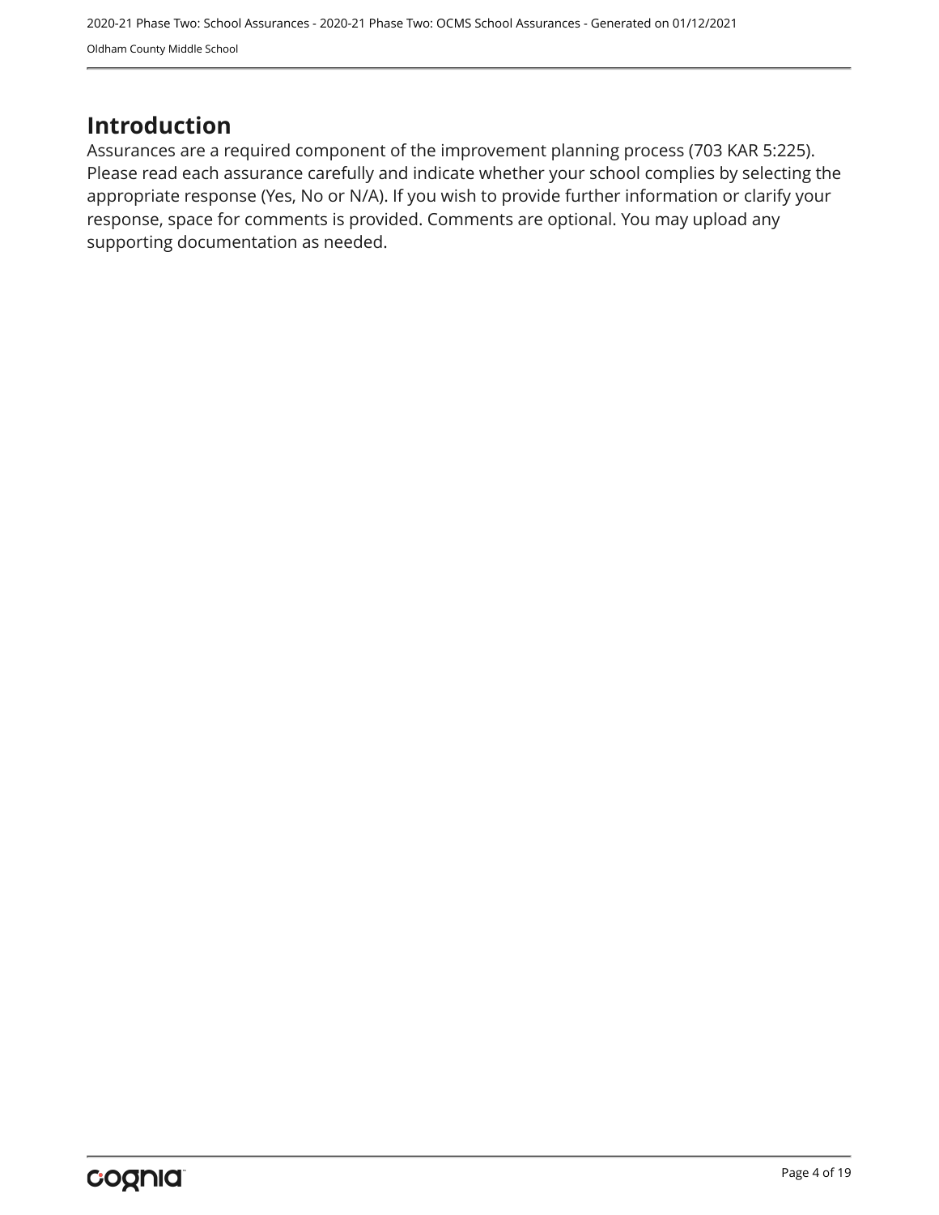# Introduction

Assurances are a required component of the improvement planning process (703 KAR 5:225). Please read each assurance carefully and indicate whether your school complies by selecting the appropriate response (Yes, No or N/A). If you wish to provide further information or clarify your response, space for comments is provided. Comments are optional. You may upload any supporting documentation as needed.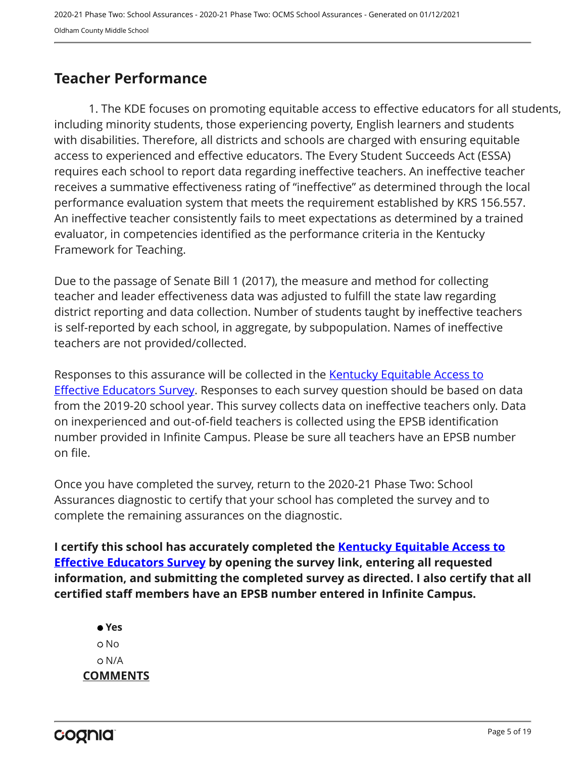## Teacher Performance

1. The KDE focuses on promoting equitable access to effective educators for all students, including minority students, those experiencing poverty, English learners and students with disabilities. Therefore, all districts and schools are charged with ensuring equitable access to experienced and effective educators. The Every Student Succeeds Act (ESSA) requires each school to report data regarding ineffective teachers. An ineffective teacher receives a summative effectiveness rating of "ineffective" as determined through the local performance evaluation system that meets the requirement established by KRS 156.557. An ineffective teacher consistently fails to meet expectations as determined by a trained evaluator, in competencies identified as the performance criteria in the Kentucky Framework for Teaching.

Due to the passage of Senate Bill 1 (2017), the measure and method for collecting teacher and leader effectiveness data was adjusted to fulfill the state law regarding district reporting and data collection. Number of students taught by ineffective teachers is self-reported by each school, in aggregate, by subpopulation. Names of ineffective teachers are not provided/collected.

Responses to this assurance will be collected in the Kentucky Equitable Access to Effective Educators Survey. Responses to each survey question should be based on data from the 2019-20 school year. This survey collects data on ineffective teachers only. Data on inexperienced and out-of-field teachers is collected using the EPSB identification number provided in Infinite Campus. Please be sure all teachers have an EPSB number on file.

Once you have completed the survey, return to the 2020-21 Phase Two: School Assurances diagnostic to certify that your school has completed the survey and to complete the remaining assurances on the diagnostic.

**I certify this school has accurately completed the Kentucky Equitable Access to Effective Educators Survey by opening the survey link, entering all requested information, and submitting the completed survey as directed. I also certify that all certified staff members have an EPSB number entered in Infinite Campus.**

- ● **Yes**
- ○ No
- ○ N/A

**COMMENTS**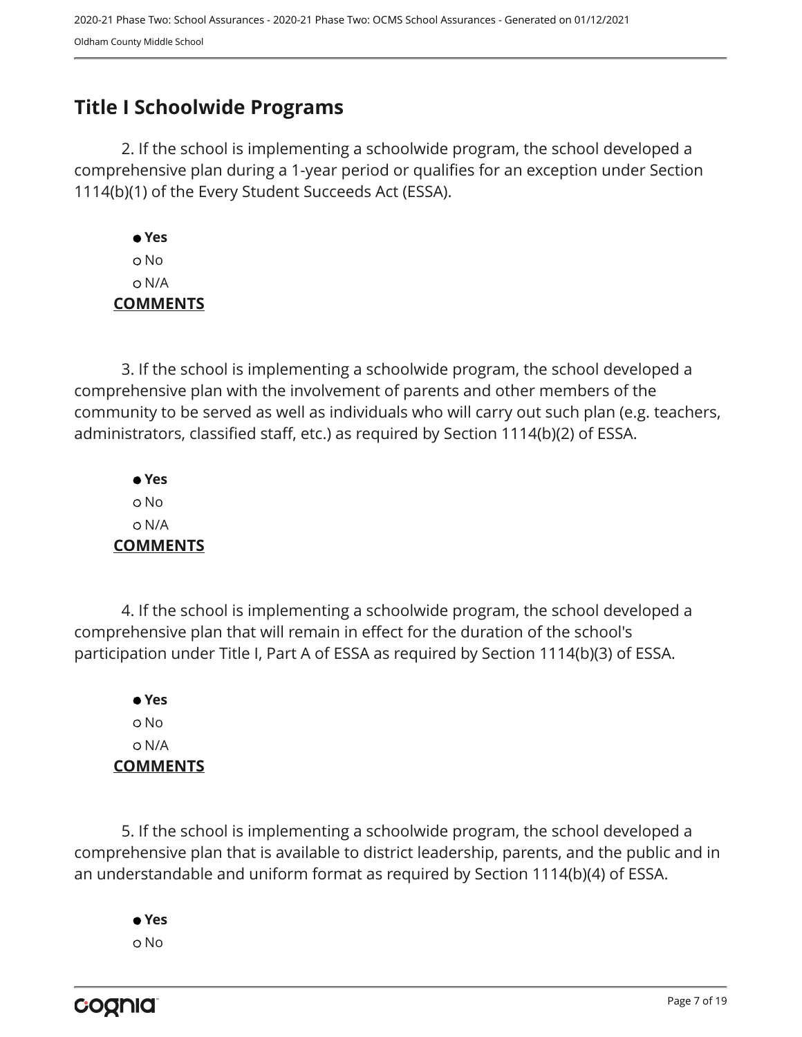## Title I Schoolwide Programs

2. If the school is implementing a schoolwide program, the school developed a comprehensive plan during a 1-year period or qualifies for an exception under Section 1114(b)(1) of the Every Student Succeeds Act (ESSA).

● **Yes**
○ No
○ N/A

**COMMENTS**

3. If the school is implementing a schoolwide program, the school developed a comprehensive plan with the involvement of parents and other members of the community to be served as well as individuals who will carry out such plan (e.g. teachers, administrators, classified staff, etc.) as required by Section 1114(b)(2) of ESSA.

● **Yes**
○ No
○ N/A

**COMMENTS**

4. If the school is implementing a schoolwide program, the school developed a comprehensive plan that will remain in effect for the duration of the school's participation under Title I, Part A of ESSA as required by Section 1114(b)(3) of ESSA.

● **Yes**
○ No
○ N/A

**COMMENTS**

5. If the school is implementing a schoolwide program, the school developed a comprehensive plan that is available to district leadership, parents, and the public and in an understandable and uniform format as required by Section 1114(b)(4) of ESSA.

● **Yes**
○ No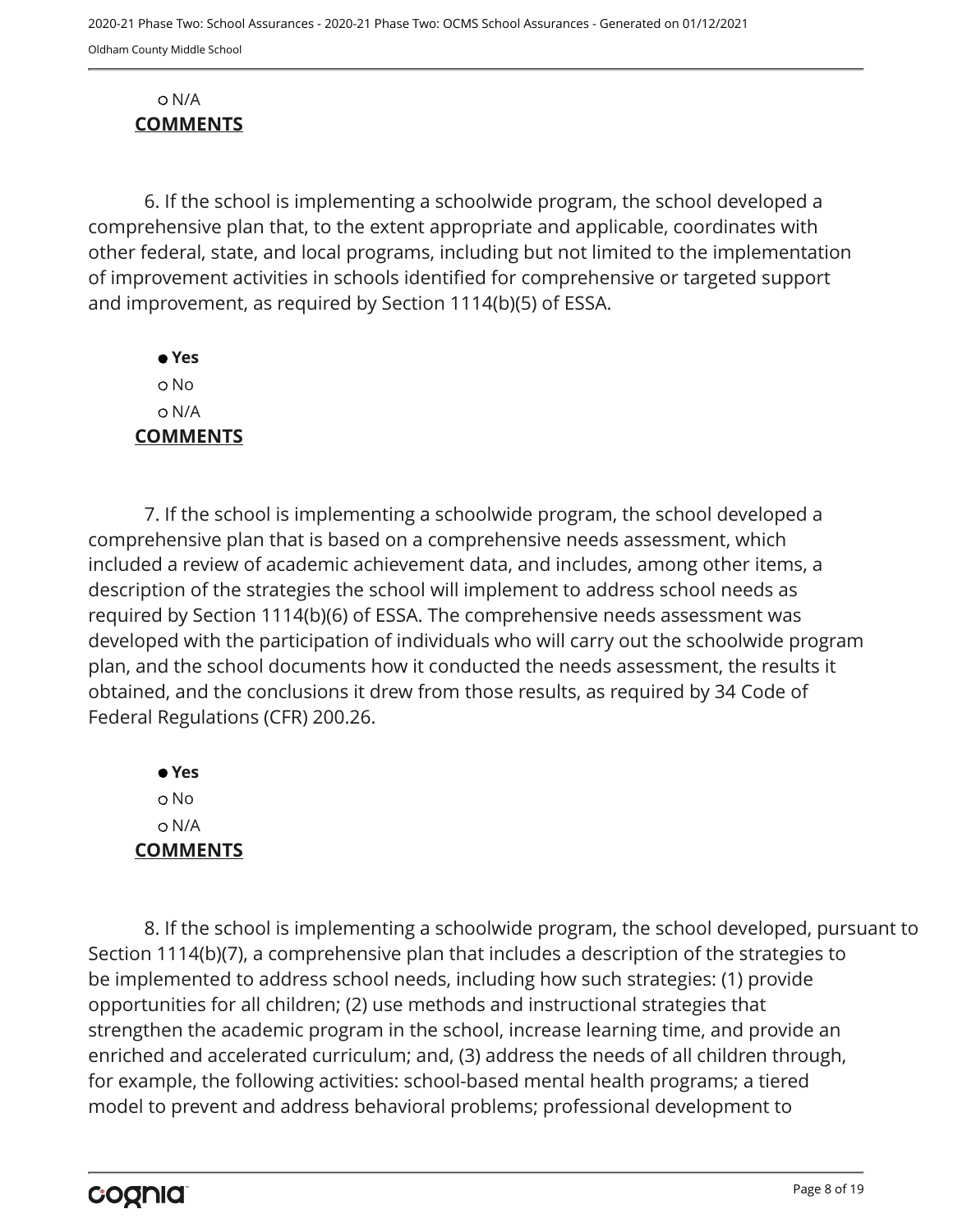○ N/A

**COMMENTS**

6. If the school is implementing a schoolwide program, the school developed a comprehensive plan that, to the extent appropriate and applicable, coordinates with other federal, state, and local programs, including but not limited to the implementation of improvement activities in schools identified for comprehensive or targeted support and improvement, as required by Section 1114(b)(5) of ESSA.

● **Yes**
○ No
○ N/A

**COMMENTS**

7. If the school is implementing a schoolwide program, the school developed a comprehensive plan that is based on a comprehensive needs assessment, which included a review of academic achievement data, and includes, among other items, a description of the strategies the school will implement to address school needs as required by Section 1114(b)(6) of ESSA. The comprehensive needs assessment was developed with the participation of individuals who will carry out the schoolwide program plan, and the school documents how it conducted the needs assessment, the results it obtained, and the conclusions it drew from those results, as required by 34 Code of Federal Regulations (CFR) 200.26.

● **Yes**
○ No
○ N/A

**COMMENTS**

8. If the school is implementing a schoolwide program, the school developed, pursuant to Section 1114(b)(7), a comprehensive plan that includes a description of the strategies to be implemented to address school needs, including how such strategies: (1) provide opportunities for all children; (2) use methods and instructional strategies that strengthen the academic program in the school, increase learning time, and provide an enriched and accelerated curriculum; and, (3) address the needs of all children through, for example, the following activities: school-based mental health programs; a tiered model to prevent and address behavioral problems; professional development to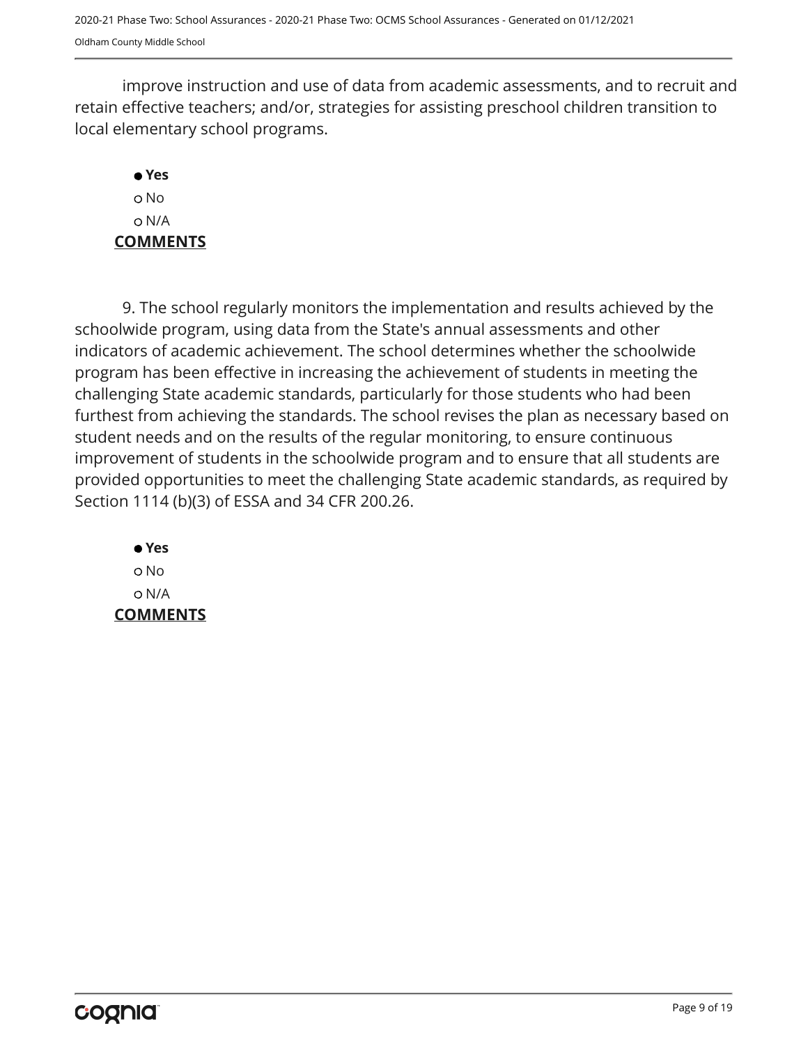improve instruction and use of data from academic assessments, and to recruit and retain effective teachers; and/or, strategies for assisting preschool children transition to local elementary school programs.

- ● **Yes**
- ○ No
- ○ N/A

**COMMENTS**

9. The school regularly monitors the implementation and results achieved by the schoolwide program, using data from the State's annual assessments and other indicators of academic achievement. The school determines whether the schoolwide program has been effective in increasing the achievement of students in meeting the challenging State academic standards, particularly for those students who had been furthest from achieving the standards. The school revises the plan as necessary based on student needs and on the results of the regular monitoring, to ensure continuous improvement of students in the schoolwide program and to ensure that all students are provided opportunities to meet the challenging State academic standards, as required by Section 1114 (b)(3) of ESSA and 34 CFR 200.26.

- ● **Yes**
- ○ No
- ○ N/A

**COMMENTS**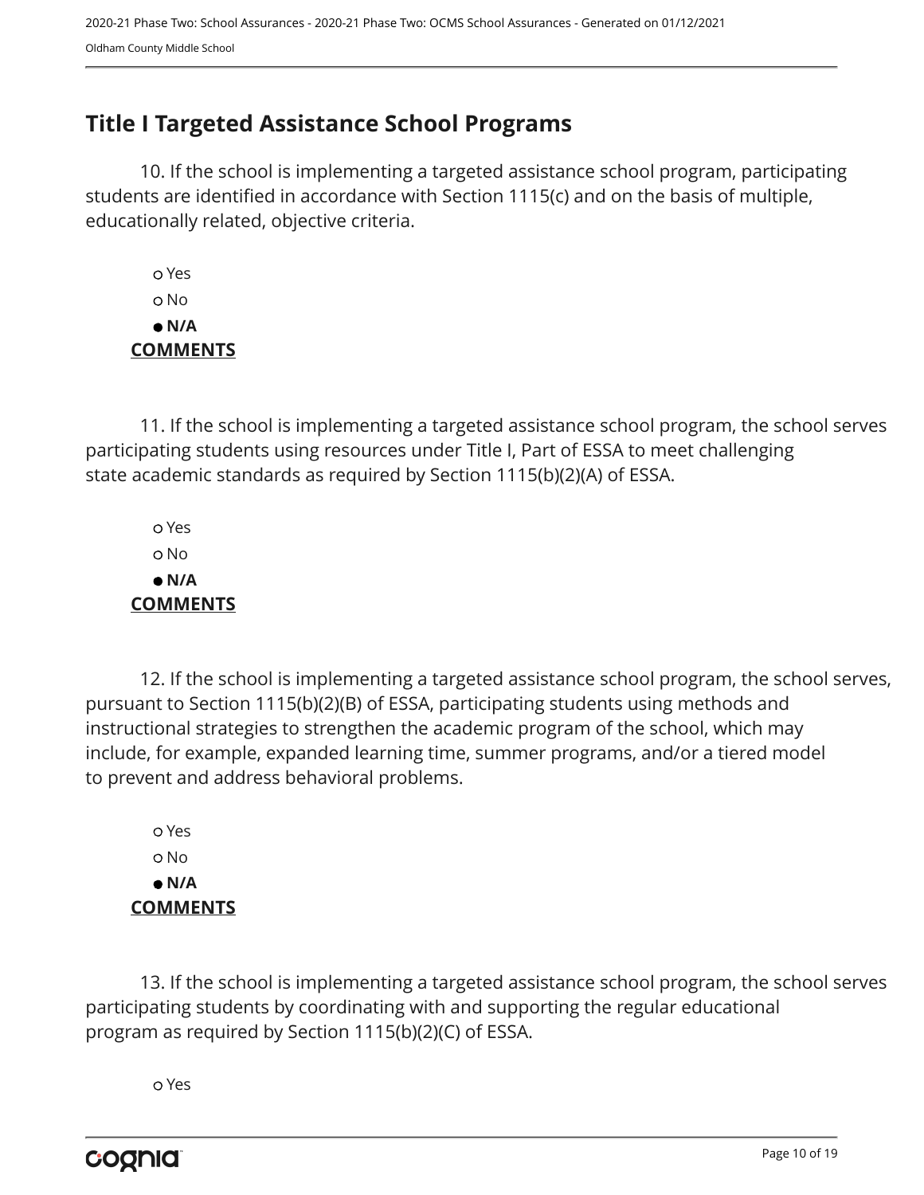## Title I Targeted Assistance School Programs

10. If the school is implementing a targeted assistance school program, participating students are identified in accordance with Section 1115(c) and on the basis of multiple, educationally related, objective criteria.

- ○ Yes
- ○ No
- ● **N/A**

**COMMENTS**

11. If the school is implementing a targeted assistance school program, the school serves participating students using resources under Title I, Part of ESSA to meet challenging state academic standards as required by Section 1115(b)(2)(A) of ESSA.

- ○ Yes
- ○ No
- ● **N/A**

**COMMENTS**

12. If the school is implementing a targeted assistance school program, the school serves, pursuant to Section 1115(b)(2)(B) of ESSA, participating students using methods and instructional strategies to strengthen the academic program of the school, which may include, for example, expanded learning time, summer programs, and/or a tiered model to prevent and address behavioral problems.

- ○ Yes
- ○ No
- ● **N/A**

**COMMENTS**

13. If the school is implementing a targeted assistance school program, the school serves participating students by coordinating with and supporting the regular educational program as required by Section 1115(b)(2)(C) of ESSA.

- ○ Yes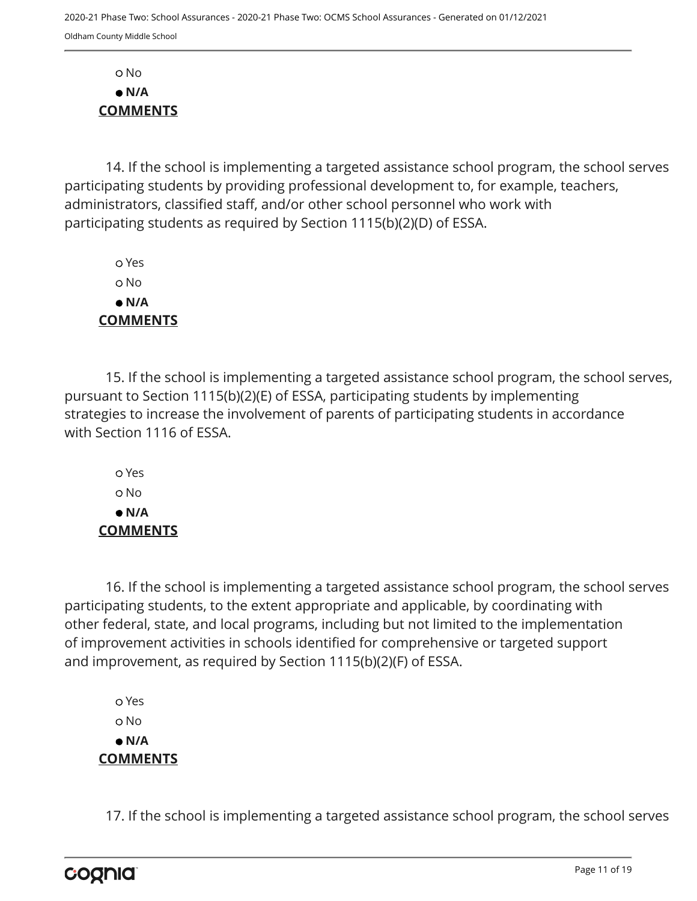○ No

● **N/A**

**COMMENTS**

14. If the school is implementing a targeted assistance school program, the school serves participating students by providing professional development to, for example, teachers, administrators, classified staff, and/or other school personnel who work with participating students as required by Section 1115(b)(2)(D) of ESSA.

○ Yes

○ No

● **N/A**

**COMMENTS**

15. If the school is implementing a targeted assistance school program, the school serves, pursuant to Section 1115(b)(2)(E) of ESSA, participating students by implementing strategies to increase the involvement of parents of participating students in accordance with Section 1116 of ESSA.

○ Yes

○ No

● **N/A**

**COMMENTS**

16. If the school is implementing a targeted assistance school program, the school serves participating students, to the extent appropriate and applicable, by coordinating with other federal, state, and local programs, including but not limited to the implementation of improvement activities in schools identified for comprehensive or targeted support and improvement, as required by Section 1115(b)(2)(F) of ESSA.

○ Yes

○ No

● **N/A**

**COMMENTS**

17. If the school is implementing a targeted assistance school program, the school serves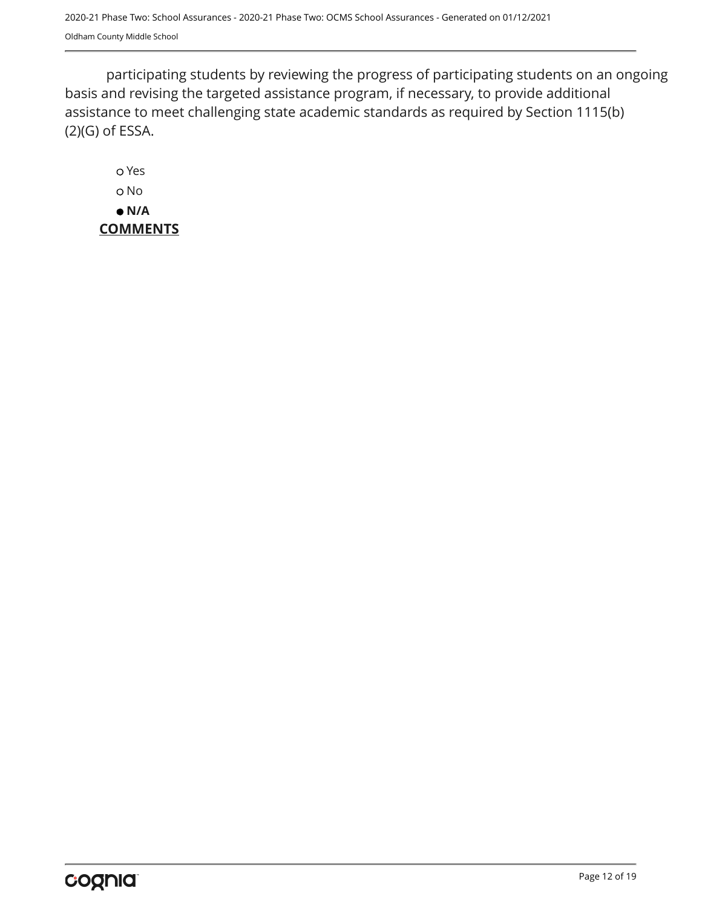participating students by reviewing the progress of participating students on an ongoing basis and revising the targeted assistance program, if necessary, to provide additional assistance to meet challenging state academic standards as required by Section 1115(b)(2)(G) of ESSA.

- ○ Yes
- ○ No
- ● **N/A**

**COMMENTS**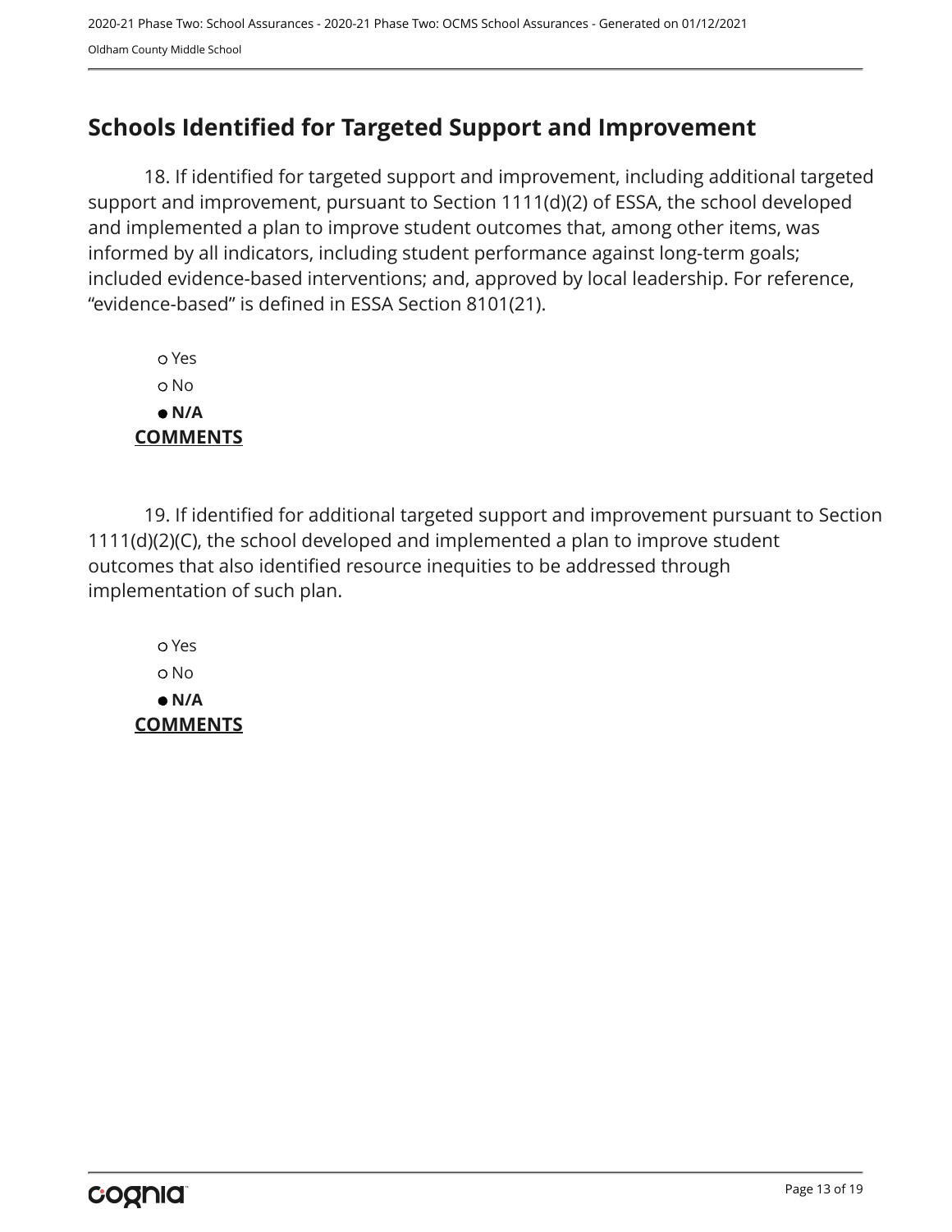## Schools Identified for Targeted Support and Improvement

18. If identified for targeted support and improvement, including additional targeted support and improvement, pursuant to Section 1111(d)(2) of ESSA, the school developed and implemented a plan to improve student outcomes that, among other items, was informed by all indicators, including student performance against long-term goals; included evidence-based interventions; and, approved by local leadership. For reference, "evidence-based" is defined in ESSA Section 8101(21).

- ○ Yes
- ○ No
- ● **N/A**

**COMMENTS**

19. If identified for additional targeted support and improvement pursuant to Section 1111(d)(2)(C), the school developed and implemented a plan to improve student outcomes that also identified resource inequities to be addressed through implementation of such plan.

- ○ Yes
- ○ No
- ● **N/A**

**COMMENTS**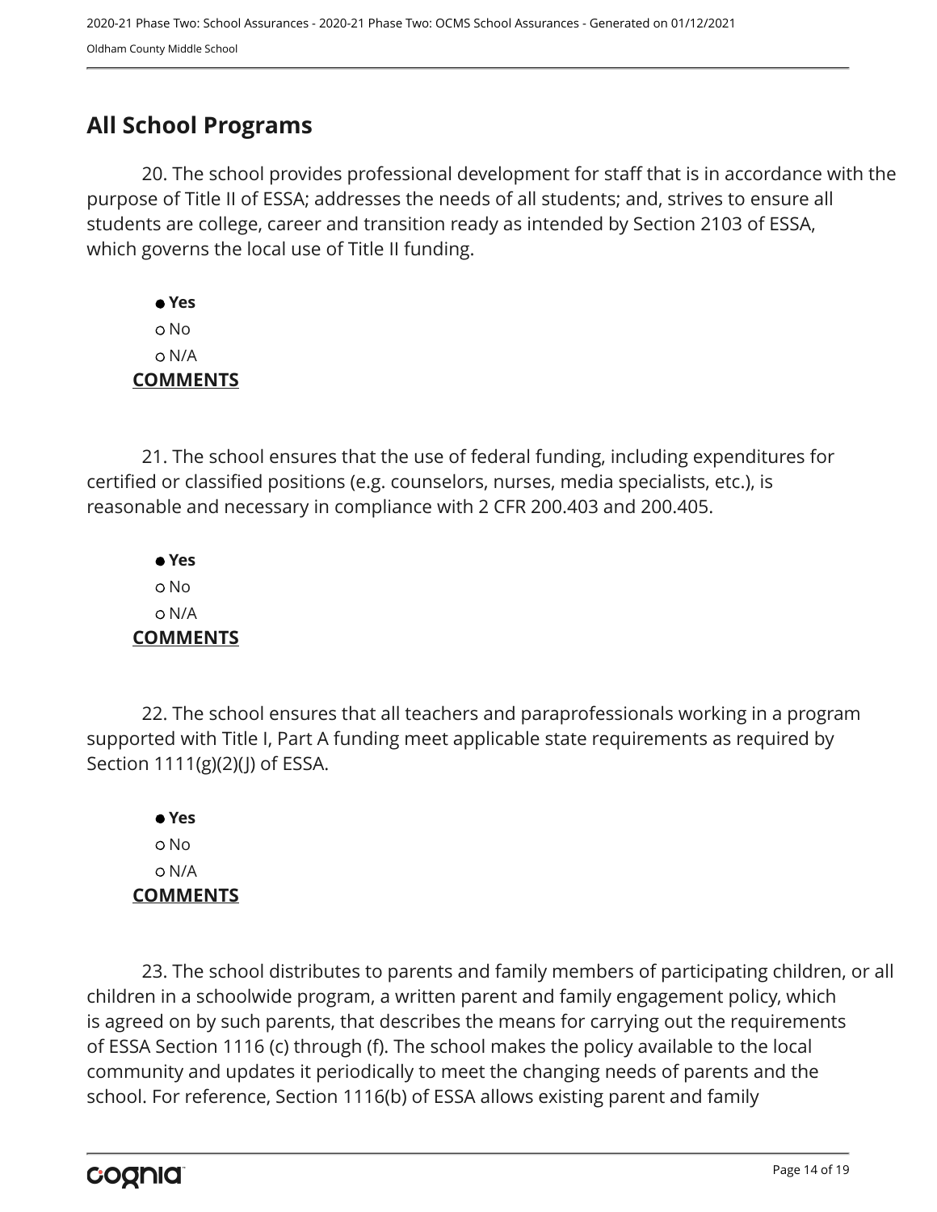## All School Programs

20. The school provides professional development for staff that is in accordance with the purpose of Title II of ESSA; addresses the needs of all students; and, strives to ensure all students are college, career and transition ready as intended by Section 2103 of ESSA, which governs the local use of Title II funding.

- ● **Yes**
- ○ No
- ○ N/A

**COMMENTS**

21. The school ensures that the use of federal funding, including expenditures for certified or classified positions (e.g. counselors, nurses, media specialists, etc.), is reasonable and necessary in compliance with 2 CFR 200.403 and 200.405.

- ● **Yes**
- ○ No
- ○ N/A

**COMMENTS**

22. The school ensures that all teachers and paraprofessionals working in a program supported with Title I, Part A funding meet applicable state requirements as required by Section 1111(g)(2)(J) of ESSA.

- ● **Yes**
- ○ No
- ○ N/A

**COMMENTS**

23. The school distributes to parents and family members of participating children, or all children in a schoolwide program, a written parent and family engagement policy, which is agreed on by such parents, that describes the means for carrying out the requirements of ESSA Section 1116 (c) through (f). The school makes the policy available to the local community and updates it periodically to meet the changing needs of parents and the school. For reference, Section 1116(b) of ESSA allows existing parent and family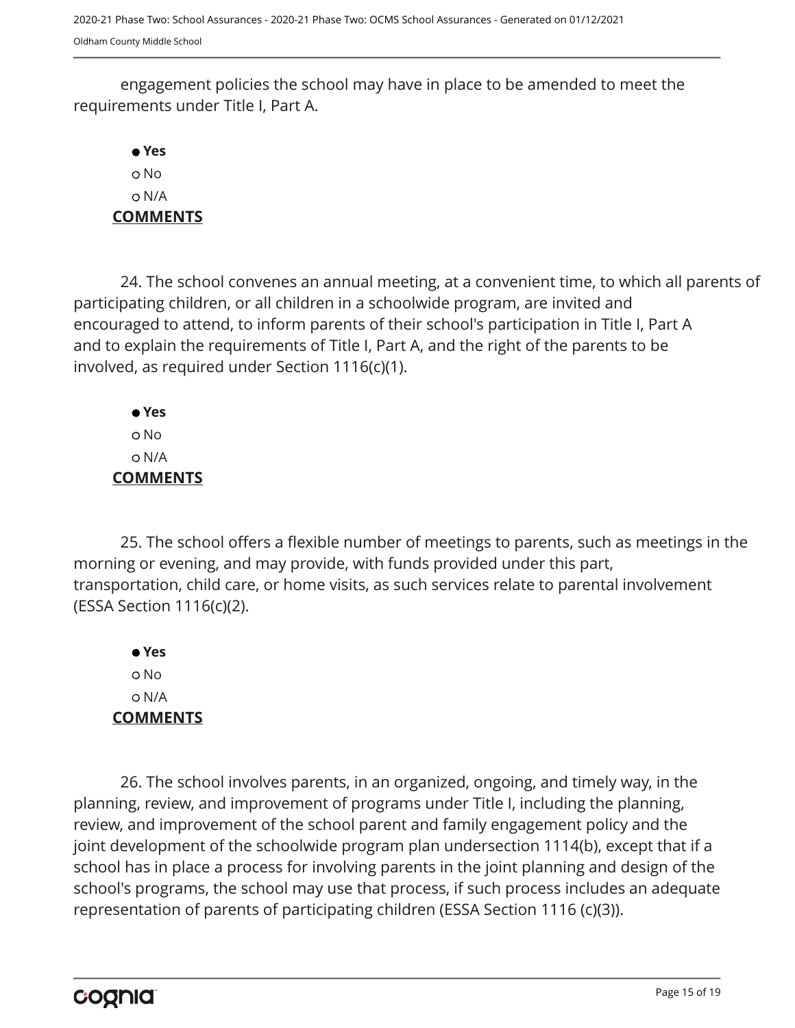engagement policies the school may have in place to be amended to meet the requirements under Title I, Part A.

- **Yes**
- No
- N/A

**COMMENTS**

24. The school convenes an annual meeting, at a convenient time, to which all parents of participating children, or all children in a schoolwide program, are invited and encouraged to attend, to inform parents of their school's participation in Title I, Part A and to explain the requirements of Title I, Part A, and the right of the parents to be involved, as required under Section 1116(c)(1).

- **Yes**
- No
- N/A

**COMMENTS**

25. The school offers a flexible number of meetings to parents, such as meetings in the morning or evening, and may provide, with funds provided under this part, transportation, child care, or home visits, as such services relate to parental involvement (ESSA Section 1116(c)(2).

- **Yes**
- No
- N/A

**COMMENTS**

26. The school involves parents, in an organized, ongoing, and timely way, in the planning, review, and improvement of programs under Title I, including the planning, review, and improvement of the school parent and family engagement policy and the joint development of the schoolwide program plan undersection 1114(b), except that if a school has in place a process for involving parents in the joint planning and design of the school's programs, the school may use that process, if such process includes an adequate representation of parents of participating children (ESSA Section 1116 (c)(3)).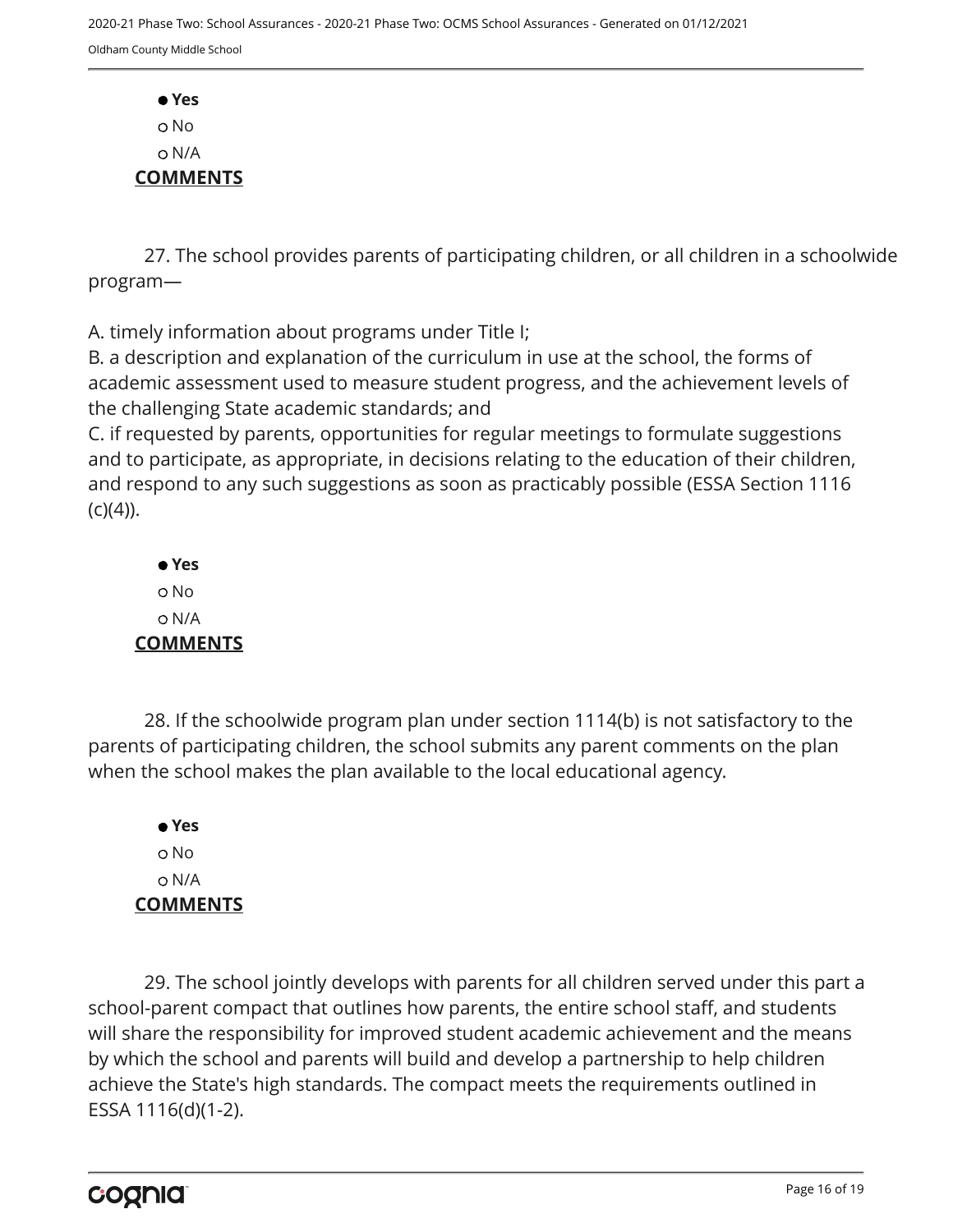- ● **Yes**
- ○ No
- ○ N/A

**COMMENTS**

27. The school provides parents of participating children, or all children in a schoolwide program—

A. timely information about programs under Title I;
B. a description and explanation of the curriculum in use at the school, the forms of academic assessment used to measure student progress, and the achievement levels of the challenging State academic standards; and
C. if requested by parents, opportunities for regular meetings to formulate suggestions and to participate, as appropriate, in decisions relating to the education of their children, and respond to any such suggestions as soon as practicably possible (ESSA Section 1116 (c)(4)).

- ● **Yes**
- ○ No
- ○ N/A

**COMMENTS**

28. If the schoolwide program plan under section 1114(b) is not satisfactory to the parents of participating children, the school submits any parent comments on the plan when the school makes the plan available to the local educational agency.

- ● **Yes**
- ○ No
- ○ N/A

**COMMENTS**

29. The school jointly develops with parents for all children served under this part a school-parent compact that outlines how parents, the entire school staff, and students will share the responsibility for improved student academic achievement and the means by which the school and parents will build and develop a partnership to help children achieve the State's high standards. The compact meets the requirements outlined in ESSA 1116(d)(1-2).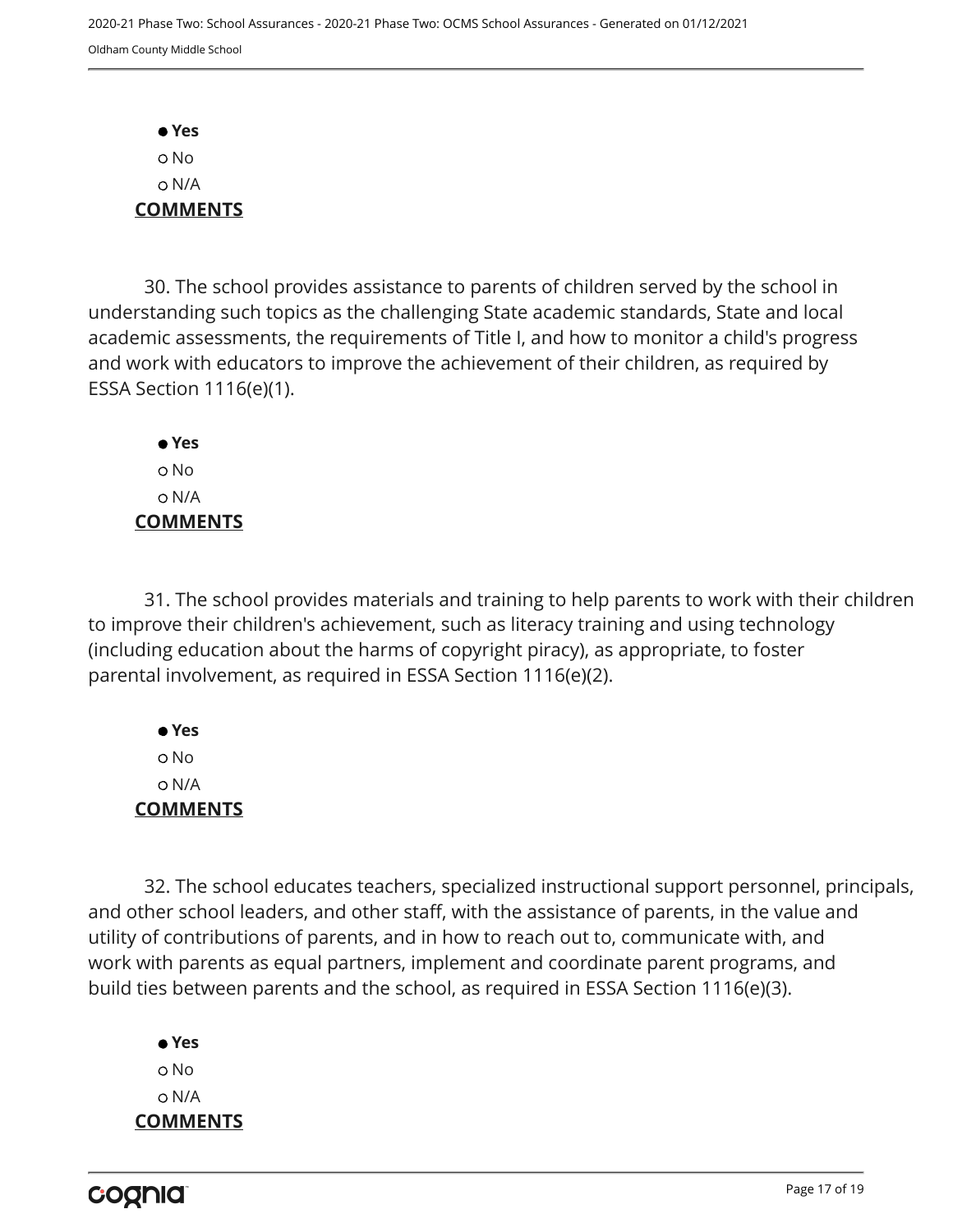- **Yes**
- No
- N/A

**COMMENTS**

30. The school provides assistance to parents of children served by the school in understanding such topics as the challenging State academic standards, State and local academic assessments, the requirements of Title I, and how to monitor a child's progress and work with educators to improve the achievement of their children, as required by ESSA Section 1116(e)(1).

- **Yes**
- No
- N/A

**COMMENTS**

31. The school provides materials and training to help parents to work with their children to improve their children's achievement, such as literacy training and using technology (including education about the harms of copyright piracy), as appropriate, to foster parental involvement, as required in ESSA Section 1116(e)(2).

- **Yes**
- No
- N/A

**COMMENTS**

32. The school educates teachers, specialized instructional support personnel, principals, and other school leaders, and other staff, with the assistance of parents, in the value and utility of contributions of parents, and in how to reach out to, communicate with, and work with parents as equal partners, implement and coordinate parent programs, and build ties between parents and the school, as required in ESSA Section 1116(e)(3).

- **Yes**
- No
- N/A

**COMMENTS**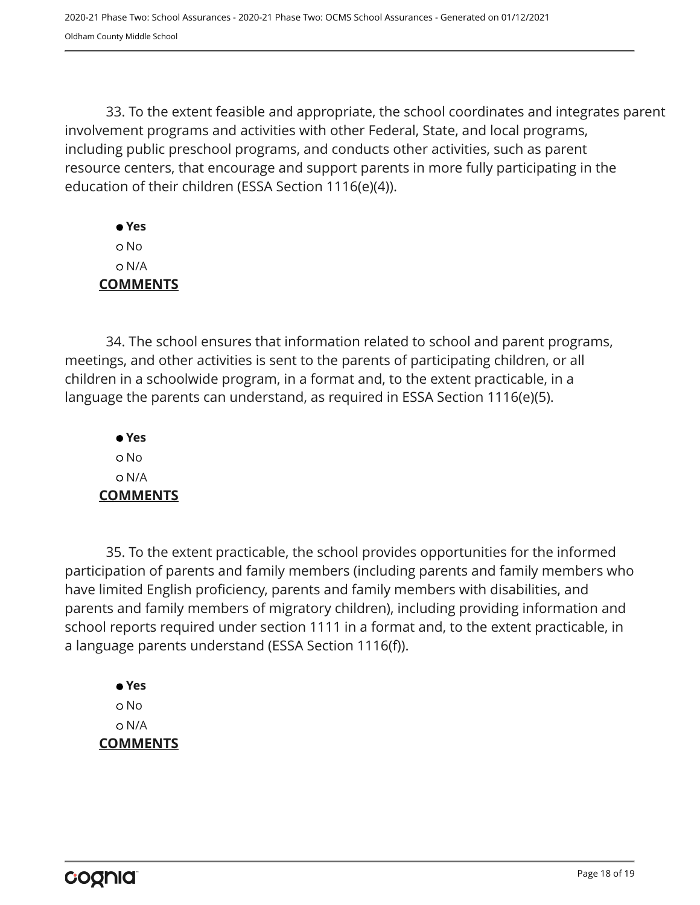33. To the extent feasible and appropriate, the school coordinates and integrates parent involvement programs and activities with other Federal, State, and local programs, including public preschool programs, and conducts other activities, such as parent resource centers, that encourage and support parents in more fully participating in the education of their children (ESSA Section 1116(e)(4)).

- ● **Yes**
- ○ No
- ○ N/A

**COMMENTS**

34. The school ensures that information related to school and parent programs, meetings, and other activities is sent to the parents of participating children, or all children in a schoolwide program, in a format and, to the extent practicable, in a language the parents can understand, as required in ESSA Section 1116(e)(5).

- ● **Yes**
- ○ No
- ○ N/A

**COMMENTS**

35. To the extent practicable, the school provides opportunities for the informed participation of parents and family members (including parents and family members who have limited English proficiency, parents and family members with disabilities, and parents and family members of migratory children), including providing information and school reports required under section 1111 in a format and, to the extent practicable, in a language parents understand (ESSA Section 1116(f)).

- ● **Yes**
- ○ No
- ○ N/A

**COMMENTS**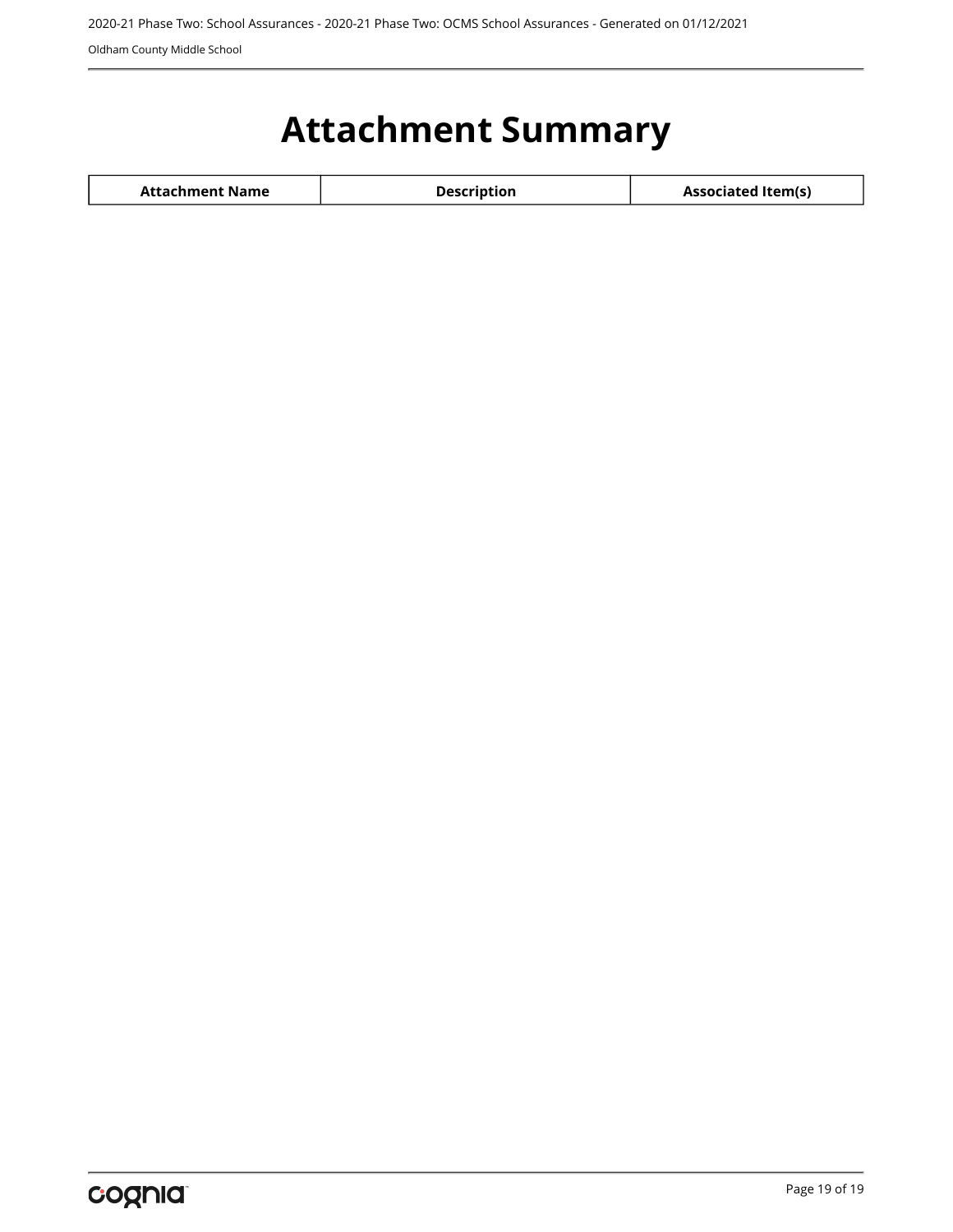# Attachment Summary

| Attachment Name | Description | Associated Item(s) |
| --- | --- | --- |